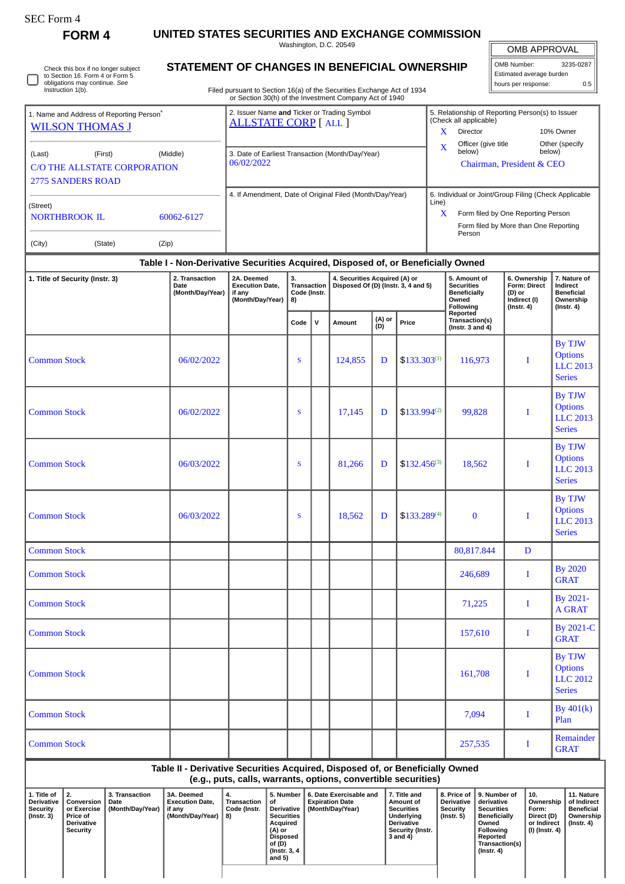SEC Form 4

**FORM 4**

# UNITED STATES SECURITIES AND EXCHANGE COMMISSION

Washington, D.C. 20549

## STATEMENT OF CHANGES IN BENEFICIAL OWNERSHIP

Filed pursuant to Section 16(a) of the Securities Exchange Act of 1934 or Section 30(h) of the Investment Company Act of 1940

| OMB APPROVAL | |
|---|---|
| OMB Number: | 3235-0287 |
| Estimated average burden | |
| hours per response: | 0.5 |

☐ Check this box if no longer subject to Section 16. Form 4 or Form 5 obligations may continue. *See* Instruction 1(b).

1. Name and Address of Reporting Person*
WILSON THOMAS J

(Last) (First) (Middle)
C/O THE ALLSTATE CORPORATION
2775 SANDERS ROAD

(Street)
NORTHBROOK IL 60062-6127

(City) (State) (Zip)

2. Issuer Name **and** Ticker or Trading Symbol
ALLSTATE CORP [ ALL ]

3. Date of Earliest Transaction (Month/Day/Year)
06/02/2022

4. If Amendment, Date of Original Filed (Month/Day/Year)

5. Relationship of Reporting Person(s) to Issuer (Check all applicable)
X Director
10% Owner
X Officer (give title below)
Other (specify below)
Chairman, President & CEO

6. Individual or Joint/Group Filing (Check Applicable Line)
X Form filed by One Reporting Person
Form filed by More than One Reporting Person

### Table I - Non-Derivative Securities Acquired, Disposed of, or Beneficially Owned

| 1. Title of Security (Instr. 3) | 2. Transaction Date (Month/Day/Year) | 2A. Deemed Execution Date, if any (Month/Day/Year) | 3. Transaction Code (Instr. 8) Code | V | 4. Securities Acquired (A) or Disposed Of (D) (Instr. 3, 4 and 5) Amount | (A) or (D) | Price | 5. Amount of Securities Beneficially Owned Following Reported Transaction(s) (Instr. 3 and 4) | 6. Ownership Form: Direct (D) or Indirect (I) (Instr. 4) | 7. Nature of Indirect Beneficial Ownership (Instr. 4) |
|---|---|---|---|---|---|---|---|---|---|---|
| Common Stock | 06/02/2022 | | S | | 124,855 | D | $133.303[1] | 116,973 | I | By TJW Options LLC 2013 Series |
| Common Stock | 06/02/2022 | | S | | 17,145 | D | $133.994[2] | 99,828 | I | By TJW Options LLC 2013 Series |
| Common Stock | 06/03/2022 | | S | | 81,266 | D | $132.456[3] | 18,562 | I | By TJW Options LLC 2013 Series |
| Common Stock | 06/03/2022 | | S | | 18,562 | D | $133.289[4] | 0 | I | By TJW Options LLC 2013 Series |
| Common Stock | | | | | | | | 80,817.844 | D | |
| Common Stock | | | | | | | | 246,689 | I | By 2020 GRAT |
| Common Stock | | | | | | | | 71,225 | I | By 2021-A GRAT |
| Common Stock | | | | | | | | 157,610 | I | By 2021-C GRAT |
| Common Stock | | | | | | | | 161,708 | I | By TJW Options LLC 2012 Series |
| Common Stock | | | | | | | | 7,094 | I | By 401(k) Plan |
| Common Stock | | | | | | | | 257,535 | I | Remainder GRAT |

### Table II - Derivative Securities Acquired, Disposed of, or Beneficially Owned (e.g., puts, calls, warrants, options, convertible securities)

| 1. Title of Derivative Security (Instr. 3) | 2. Conversion or Exercise Price of Derivative Security | 3. Transaction Date (Month/Day/Year) | 3A. Deemed Execution Date, if any (Month/Day/Year) | 4. Transaction Code (Instr. 8) | 5. Number of Derivative Securities Acquired (A) or Disposed of (D) (Instr. 3, 4 and 5) | 6. Date Exercisable and Expiration Date (Month/Day/Year) | 7. Title and Amount of Securities Underlying Derivative Security (Instr. 3 and 4) | 8. Price of Derivative Security (Instr. 5) | 9. Number of derivative Securities Beneficially Owned Following Reported Transaction(s) (Instr. 4) | 10. Ownership Form: Direct (D) or Indirect (I) (Instr. 4) | 11. Nature of Indirect Beneficial Ownership (Instr. 4) |
|---|---|---|---|---|---|---|---|---|---|---|---|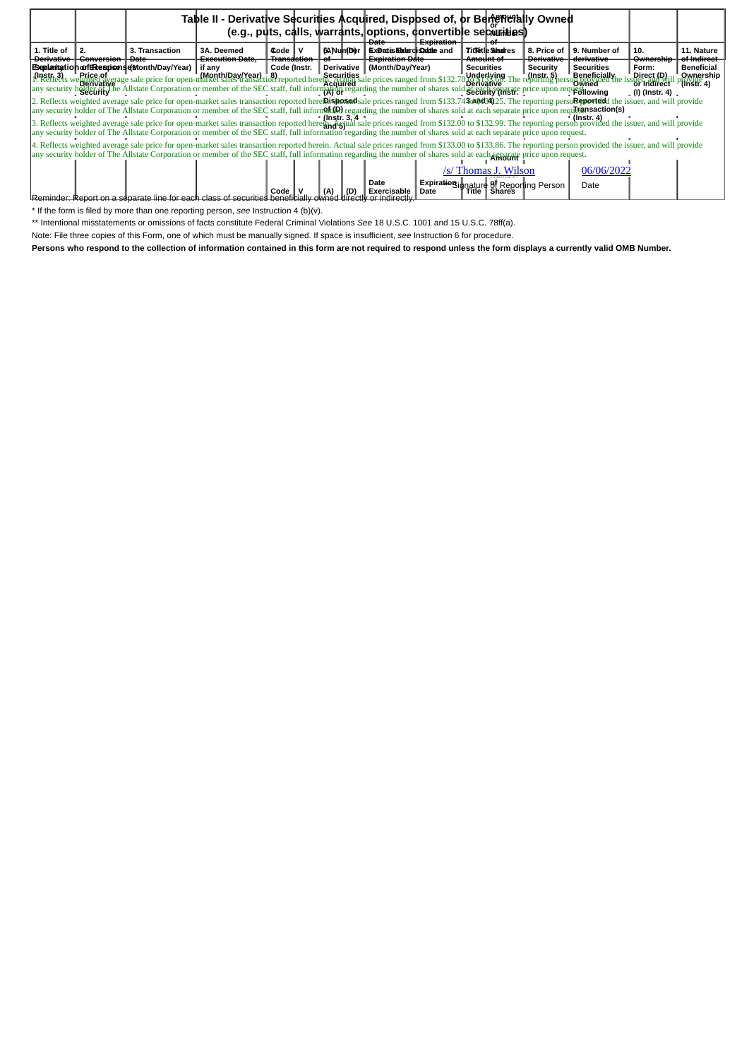# Table II - Derivative Securities Acquired, Disposed of, or Beneficially Owned
## (e.g., puts, calls, warrants, options, convertible securities)

| 1. Title of Derivative Security (Instr. 3) | 2. Conversion or Exercise Price of Derivative Security | 3. Transaction Date (Month/Day/Year) | 3A. Deemed Execution Date, if any (Month/Day/Year) | 4. Transaction Code (Instr. 8) | | 5. Number of Derivative Securities Acquired (A) or Disposed of (D) (Instr. 3, 4 and 5) | | 6. Date Exercisable and Expiration Date (Month/Day/Year) | | 7. Title and Amount of Securities Underlying Derivative Security (Instr. 3 and 4) | | 8. Price of Derivative Security (Instr. 5) | 9. Number of derivative Securities Beneficially Owned Following Reported Transaction(s) (Instr. 4) | 10. Ownership Form: Direct (D) or Indirect (I) (Instr. 4) | 11. Nature of Indirect Beneficial Ownership (Instr. 4) |
|---|---|---|---|---|---|---|---|---|---|---|---|---|---|---|---|
| | | | | Code | V | (A) | (D) | Date Exercisable | Expiration Date | Title | Amount or Number of Shares | | | | |

**Explanation of Responses:**

1. Reflects weighted average sale price for open-market sales transaction reported herein. Actual sale prices ranged from $132.70 to $133.69. The reporting person provided the issuer, and will provide any security holder of The Allstate Corporation or member of the SEC staff, full information regarding the number of shares sold at each separate price upon request.

2. Reflects weighted average sale price for open-market sales transaction reported herein. Actual sale prices ranged from $133.74 to $134.25. The reporting person provided the issuer, and will provide any security holder of The Allstate Corporation or member of the SEC staff, full information regarding the number of shares sold at each separate price upon request.

3. Reflects weighted average sale price for open-market sales transaction reported herein. Actual sale prices ranged from $132.00 to $132.99. The reporting person provided the issuer, and will provide any security holder of The Allstate Corporation or member of the SEC staff, full information regarding the number of shares sold at each separate price upon request.

4. Reflects weighted average sale price for open-market sales transaction reported herein. Actual sale prices ranged from $133.00 to $133.86. The reporting person provided the issuer, and will provide any security holder of The Allstate Corporation or member of the SEC staff, full information regarding the number of shares sold at each separate price upon request.

| /s/ Thomas J. Wilson | 06/06/2022 |
|---|---|
| Signature of Reporting Person | Date |

Reminder: Report on a separate line for each class of securities beneficially owned directly or indirectly.

* If the form is filed by more than one reporting person, *see* Instruction 4 (b)(v).

** Intentional misstatements or omissions of facts constitute Federal Criminal Violations *See* 18 U.S.C. 1001 and 15 U.S.C. 78ff(a).

Note: File three copies of this Form, one of which must be manually signed. If space is insufficient, *see* Instruction 6 for procedure.

**Persons who respond to the collection of information contained in this form are not required to respond unless the form displays a currently valid OMB Number.**